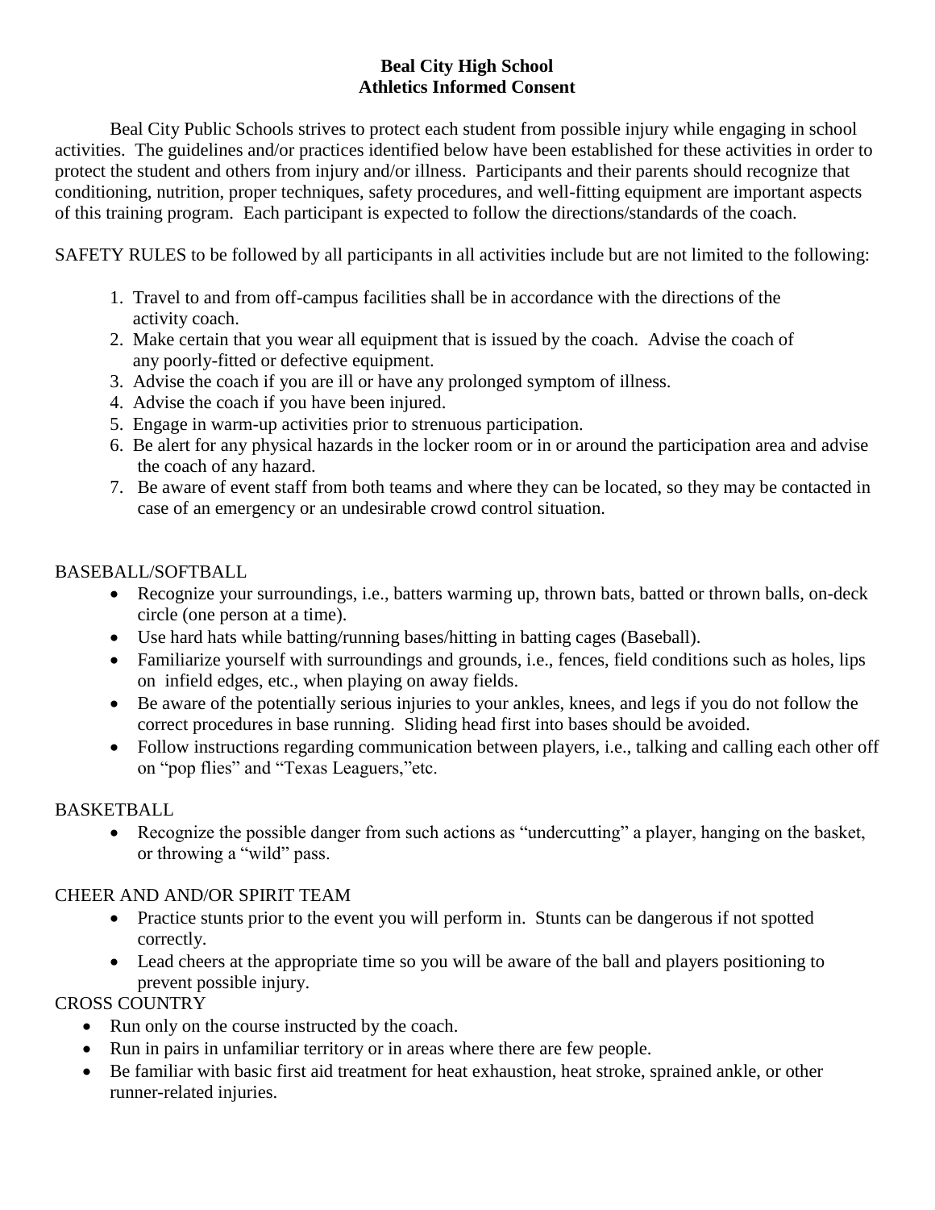# Beal City High School
## Athletics Informed Consent

Beal City Public Schools strives to protect each student from possible injury while engaging in school activities. The guidelines and/or practices identified below have been established for these activities in order to protect the student and others from injury and/or illness. Participants and their parents should recognize that conditioning, nutrition, proper techniques, safety procedures, and well-fitting equipment are important aspects of this training program. Each participant is expected to follow the directions/standards of the coach.

SAFETY RULES to be followed by all participants in all activities include but are not limited to the following:

1. Travel to and from off-campus facilities shall be in accordance with the directions of the activity coach.
2. Make certain that you wear all equipment that is issued by the coach. Advise the coach of any poorly-fitted or defective equipment.
3. Advise the coach if you are ill or have any prolonged symptom of illness.
4. Advise the coach if you have been injured.
5. Engage in warm-up activities prior to strenuous participation.
6. Be alert for any physical hazards in the locker room or in or around the participation area and advise the coach of any hazard.
7. Be aware of event staff from both teams and where they can be located, so they may be contacted in case of an emergency or an undesirable crowd control situation.

BASEBALL/SOFTBALL

- Recognize your surroundings, i.e., batters warming up, thrown bats, batted or thrown balls, on-deck circle (one person at a time).
- Use hard hats while batting/running bases/hitting in batting cages (Baseball).
- Familiarize yourself with surroundings and grounds, i.e., fences, field conditions such as holes, lips on infield edges, etc., when playing on away fields.
- Be aware of the potentially serious injuries to your ankles, knees, and legs if you do not follow the correct procedures in base running. Sliding head first into bases should be avoided.
- Follow instructions regarding communication between players, i.e., talking and calling each other off on "pop flies" and "Texas Leaguers,"etc.

BASKETBALL

- Recognize the possible danger from such actions as "undercutting" a player, hanging on the basket, or throwing a "wild" pass.

CHEER AND AND/OR SPIRIT TEAM

- Practice stunts prior to the event you will perform in. Stunts can be dangerous if not spotted correctly.
- Lead cheers at the appropriate time so you will be aware of the ball and players positioning to prevent possible injury.

CROSS COUNTRY

- Run only on the course instructed by the coach.
- Run in pairs in unfamiliar territory or in areas where there are few people.
- Be familiar with basic first aid treatment for heat exhaustion, heat stroke, sprained ankle, or other runner-related injuries.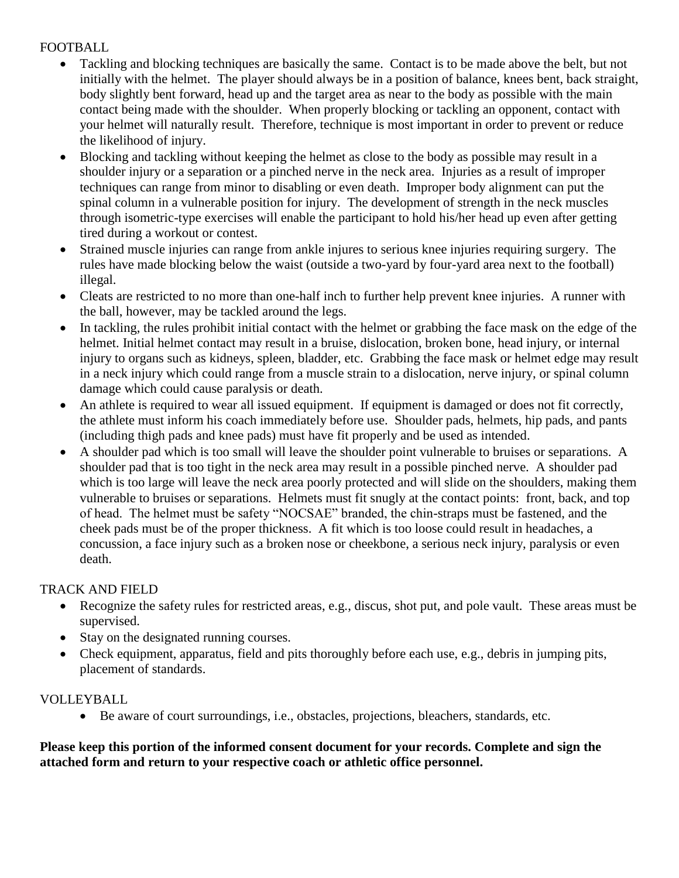## FOOTBALL

- Tackling and blocking techniques are basically the same. Contact is to be made above the belt, but not initially with the helmet. The player should always be in a position of balance, knees bent, back straight, body slightly bent forward, head up and the target area as near to the body as possible with the main contact being made with the shoulder. When properly blocking or tackling an opponent, contact with your helmet will naturally result. Therefore, technique is most important in order to prevent or reduce the likelihood of injury.
- Blocking and tackling without keeping the helmet as close to the body as possible may result in a shoulder injury or a separation or a pinched nerve in the neck area. Injuries as a result of improper techniques can range from minor to disabling or even death. Improper body alignment can put the spinal column in a vulnerable position for injury. The development of strength in the neck muscles through isometric-type exercises will enable the participant to hold his/her head up even after getting tired during a workout or contest.
- Strained muscle injuries can range from ankle injures to serious knee injuries requiring surgery. The rules have made blocking below the waist (outside a two-yard by four-yard area next to the football) illegal.
- Cleats are restricted to no more than one-half inch to further help prevent knee injuries. A runner with the ball, however, may be tackled around the legs.
- In tackling, the rules prohibit initial contact with the helmet or grabbing the face mask on the edge of the helmet. Initial helmet contact may result in a bruise, dislocation, broken bone, head injury, or internal injury to organs such as kidneys, spleen, bladder, etc. Grabbing the face mask or helmet edge may result in a neck injury which could range from a muscle strain to a dislocation, nerve injury, or spinal column damage which could cause paralysis or death.
- An athlete is required to wear all issued equipment. If equipment is damaged or does not fit correctly, the athlete must inform his coach immediately before use. Shoulder pads, helmets, hip pads, and pants (including thigh pads and knee pads) must have fit properly and be used as intended.
- A shoulder pad which is too small will leave the shoulder point vulnerable to bruises or separations. A shoulder pad that is too tight in the neck area may result in a possible pinched nerve. A shoulder pad which is too large will leave the neck area poorly protected and will slide on the shoulders, making them vulnerable to bruises or separations. Helmets must fit snugly at the contact points: front, back, and top of head. The helmet must be safety "NOCSAE" branded, the chin-straps must be fastened, and the cheek pads must be of the proper thickness. A fit which is too loose could result in headaches, a concussion, a face injury such as a broken nose or cheekbone, a serious neck injury, paralysis or even death.

## TRACK AND FIELD

- Recognize the safety rules for restricted areas, e.g., discus, shot put, and pole vault. These areas must be supervised.
- Stay on the designated running courses.
- Check equipment, apparatus, field and pits thoroughly before each use, e.g., debris in jumping pits, placement of standards.

## VOLLEYBALL

- Be aware of court surroundings, i.e., obstacles, projections, bleachers, standards, etc.

**Please keep this portion of the informed consent document for your records. Complete and sign the attached form and return to your respective coach or athletic office personnel.**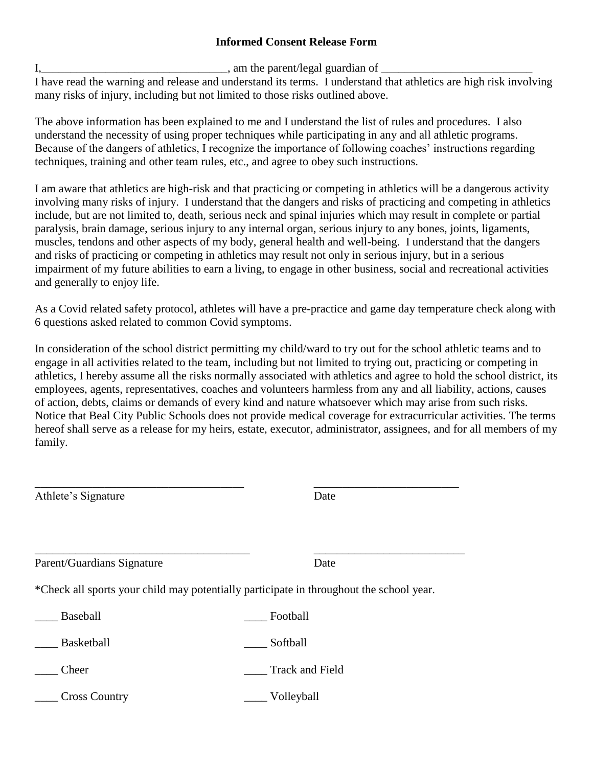# Informed Consent Release Form

I,_______________________________, am the parent/legal guardian of __________________________
I have read the warning and release and understand its terms. I understand that athletics are high risk involving many risks of injury, including but not limited to those risks outlined above.

The above information has been explained to me and I understand the list of rules and procedures. I also understand the necessity of using proper techniques while participating in any and all athletic programs. Because of the dangers of athletics, I recognize the importance of following coaches' instructions regarding techniques, training and other team rules, etc., and agree to obey such instructions.

I am aware that athletics are high-risk and that practicing or competing in athletics will be a dangerous activity involving many risks of injury. I understand that the dangers and risks of practicing and competing in athletics include, but are not limited to, death, serious neck and spinal injuries which may result in complete or partial paralysis, brain damage, serious injury to any internal organ, serious injury to any bones, joints, ligaments, muscles, tendons and other aspects of my body, general health and well-being. I understand that the dangers and risks of practicing or competing in athletics may result not only in serious injury, but in a serious impairment of my future abilities to earn a living, to engage in other business, social and recreational activities and generally to enjoy life.

As a Covid related safety protocol, athletes will have a pre-practice and game day temperature check along with 6 questions asked related to common Covid symptoms.

In consideration of the school district permitting my child/ward to try out for the school athletic teams and to engage in all activities related to the team, including but not limited to trying out, practicing or competing in athletics, I hereby assume all the risks normally associated with athletics and agree to hold the school district, its employees, agents, representatives, coaches and volunteers harmless from any and all liability, actions, causes of action, debts, claims or demands of every kind and nature whatsoever which may arise from such risks. Notice that Beal City Public Schools does not provide medical coverage for extracurricular activities. The terms hereof shall serve as a release for my heirs, estate, executor, administrator, assignees, and for all members of my family.

____________________________________ ________________________
Athlete's Signature Date

_____________________________________ __________________________
Parent/Guardians Signature Date

*Check all sports your child may potentially participate in throughout the school year.

____ Baseball
____ Basketball
____ Cheer
____ Cross Country
____ Football
____ Softball
____ Track and Field
____ Volleyball